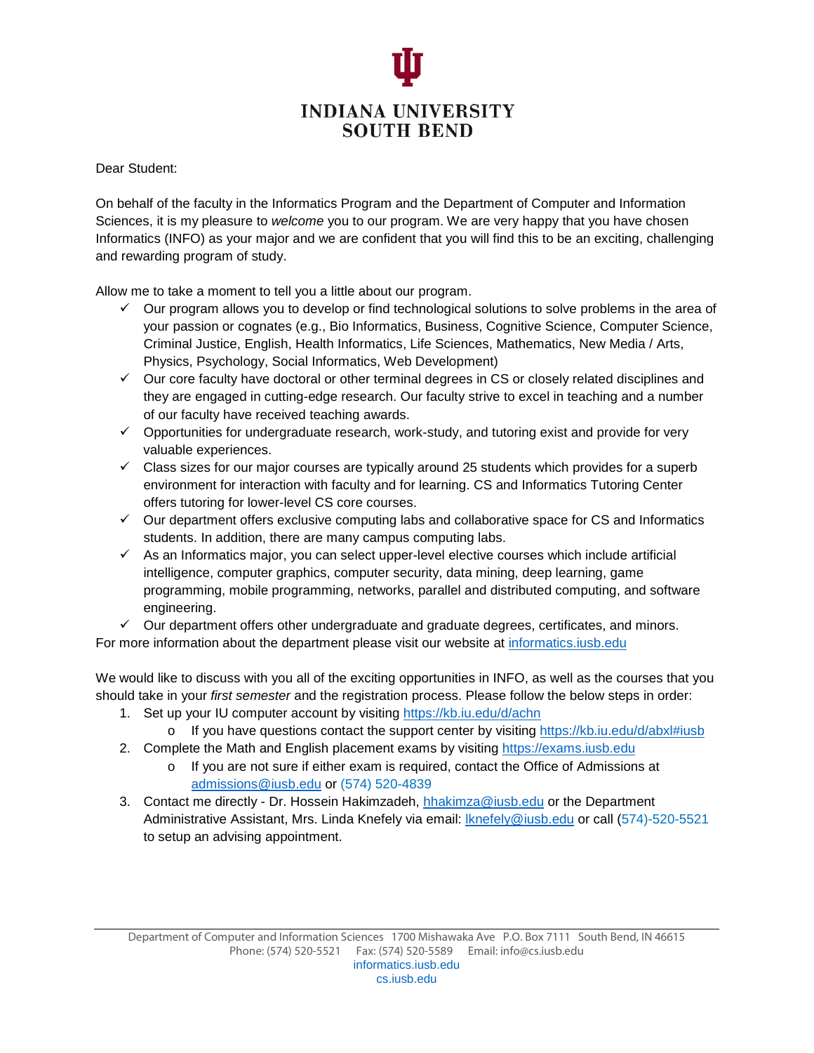# INDIANA UNIVERSITY
# SOUTH BEND

Dear Student:

On behalf of the faculty in the Informatics Program and the Department of Computer and Information Sciences, it is my pleasure to *welcome* you to our program. We are very happy that you have chosen Informatics (INFO) as your major and we are confident that you will find this to be an exciting, challenging and rewarding program of study.

Allow me to take a moment to tell you a little about our program.

- ✓ Our program allows you to develop or find technological solutions to solve problems in the area of your passion or cognates (e.g., Bio Informatics, Business, Cognitive Science, Computer Science, Criminal Justice, English, Health Informatics, Life Sciences, Mathematics, New Media / Arts, Physics, Psychology, Social Informatics, Web Development)
- ✓ Our core faculty have doctoral or other terminal degrees in CS or closely related disciplines and they are engaged in cutting-edge research. Our faculty strive to excel in teaching and a number of our faculty have received teaching awards.
- ✓ Opportunities for undergraduate research, work-study, and tutoring exist and provide for very valuable experiences.
- ✓ Class sizes for our major courses are typically around 25 students which provides for a superb environment for interaction with faculty and for learning. CS and Informatics Tutoring Center offers tutoring for lower-level CS core courses.
- ✓ Our department offers exclusive computing labs and collaborative space for CS and Informatics students. In addition, there are many campus computing labs.
- ✓ As an Informatics major, you can select upper-level elective courses which include artificial intelligence, computer graphics, computer security, data mining, deep learning, game programming, mobile programming, networks, parallel and distributed computing, and software engineering.
- ✓ Our department offers other undergraduate and graduate degrees, certificates, and minors.

For more information about the department please visit our website at [informatics.iusb.edu](informatics.iusb.edu)

We would like to discuss with you all of the exciting opportunities in INFO, as well as the courses that you should take in your *first semester* and the registration process. Please follow the below steps in order:

1. Set up your IU computer account by visiting [https://kb.iu.edu/d/achn](https://kb.iu.edu/d/achn)
   - If you have questions contact the support center by visiting [https://kb.iu.edu/d/abxl#iusb](https://kb.iu.edu/d/abxl#iusb)
2. Complete the Math and English placement exams by visiting [https://exams.iusb.edu](https://exams.iusb.edu)
   - If you are not sure if either exam is required, contact the Office of Admissions at [admissions@iusb.edu](mailto:admissions@iusb.edu) or (574) 520-4839
3. Contact me directly - Dr. Hossein Hakimzadeh, [hhakimza@iusb.edu](mailto:hhakimza@iusb.edu) or the Department Administrative Assistant, Mrs. Linda Knefely via email: [lknefely@iusb.edu](mailto:lknefely@iusb.edu) or call (574)-520-5521 to setup an advising appointment.

Department of Computer and Information Sciences 1700 Mishawaka Ave P.O. Box 7111 South Bend, IN 46615
Phone: (574) 520-5521 Fax: (574) 520-5589 Email: info@cs.iusb.edu
informatics.iusb.edu
cs.iusb.edu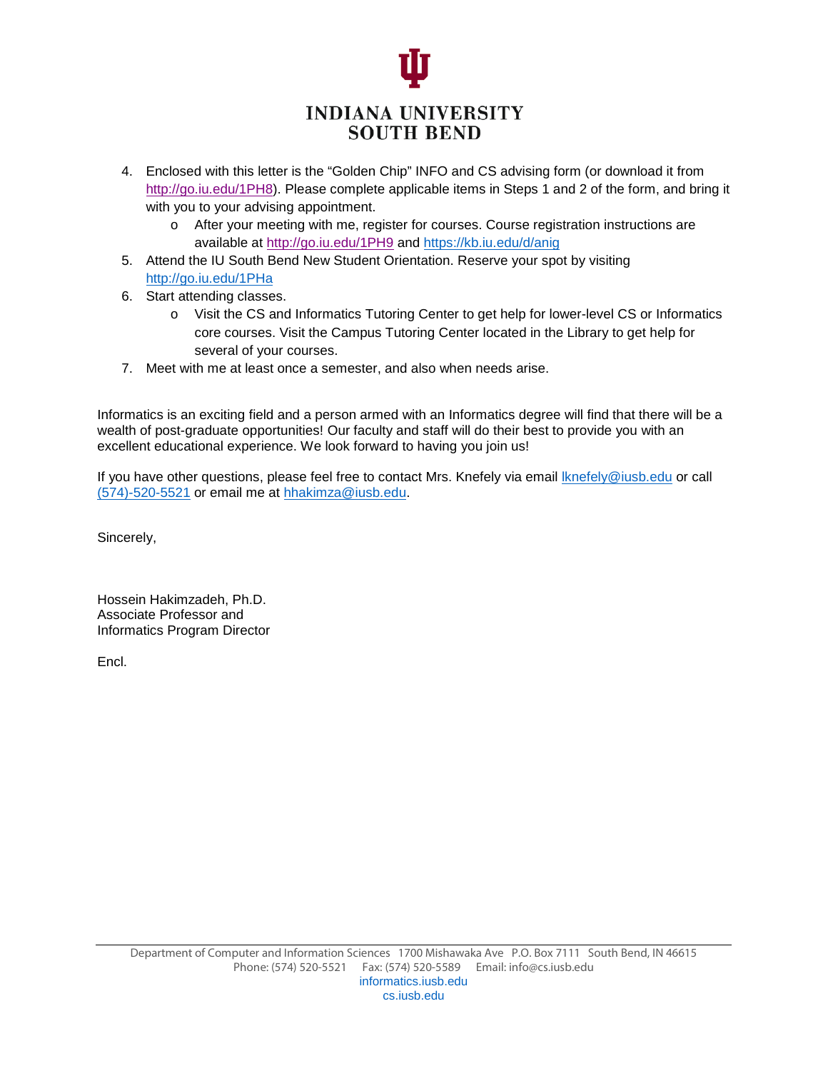4. Enclosed with this letter is the "Golden Chip" INFO and CS advising form (or download it from http://go.iu.edu/1PH8). Please complete applicable items in Steps 1 and 2 of the form, and bring it with you to your advising appointment.
   - After your meeting with me, register for courses. Course registration instructions are available at http://go.iu.edu/1PH9 and https://kb.iu.edu/d/anig
5. Attend the IU South Bend New Student Orientation. Reserve your spot by visiting http://go.iu.edu/1PHa
6. Start attending classes.
   - Visit the CS and Informatics Tutoring Center to get help for lower-level CS or Informatics core courses. Visit the Campus Tutoring Center located in the Library to get help for several of your courses.
7. Meet with me at least once a semester, and also when needs arise.

Informatics is an exciting field and a person armed with an Informatics degree will find that there will be a wealth of post-graduate opportunities! Our faculty and staff will do their best to provide you with an excellent educational experience. We look forward to having you join us!

If you have other questions, please feel free to contact Mrs. Knefely via email lknefely@iusb.edu or call (574)-520-5521 or email me at hhakimza@iusb.edu.

Sincerely,

Hossein Hakimzadeh, Ph.D.
Associate Professor and
Informatics Program Director

Encl.